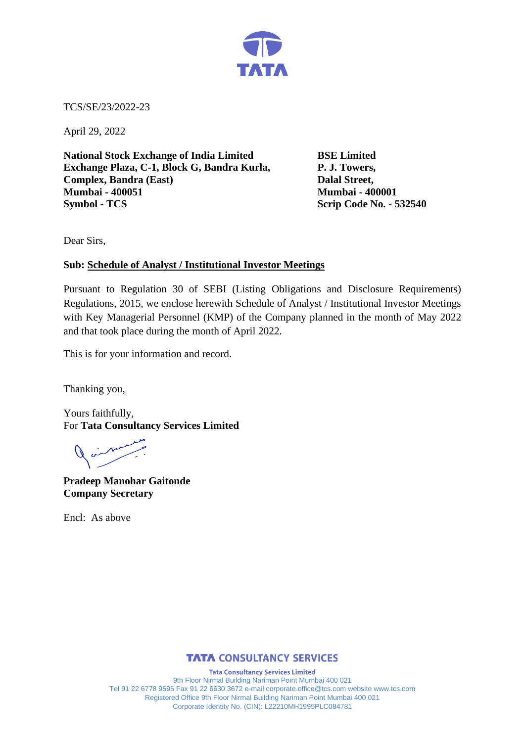TCS/SE/23/2022-23

April 29, 2022

**National Stock Exchange of India Limited**
**Exchange Plaza, C-1, Block G, Bandra Kurla,**
**Complex, Bandra (East)**
**Mumbai - 400051**
**Symbol - TCS**

**BSE Limited**
**P. J. Towers,**
**Dalal Street,**
**Mumbai - 400001**
**Scrip Code No. - 532540**

Dear Sirs,

**Sub: Schedule of Analyst / Institutional Investor Meetings**

Pursuant to Regulation 30 of SEBI (Listing Obligations and Disclosure Requirements) Regulations, 2015, we enclose herewith Schedule of Analyst / Institutional Investor Meetings with Key Managerial Personnel (KMP) of the Company planned in the month of May 2022 and that took place during the month of April 2022.

This is for your information and record.

Thanking you,

Yours faithfully,
For **Tata Consultancy Services Limited**

**Pradeep Manohar Gaitonde**
**Company Secretary**

Encl: As above

**TATA CONSULTANCY SERVICES**

**Tata Consultancy Services Limited**
9th Floor Nirmal Building Nariman Point Mumbai 400 021
Tel 91 22 6778 9595 Fax 91 22 6630 3672 e-mail corporate.office@tcs.com website www.tcs.com
Registered Office 9th Floor Nirmal Building Nariman Point Mumbai 400 021
Corporate Identity No. (CIN): L22210MH1995PLC084781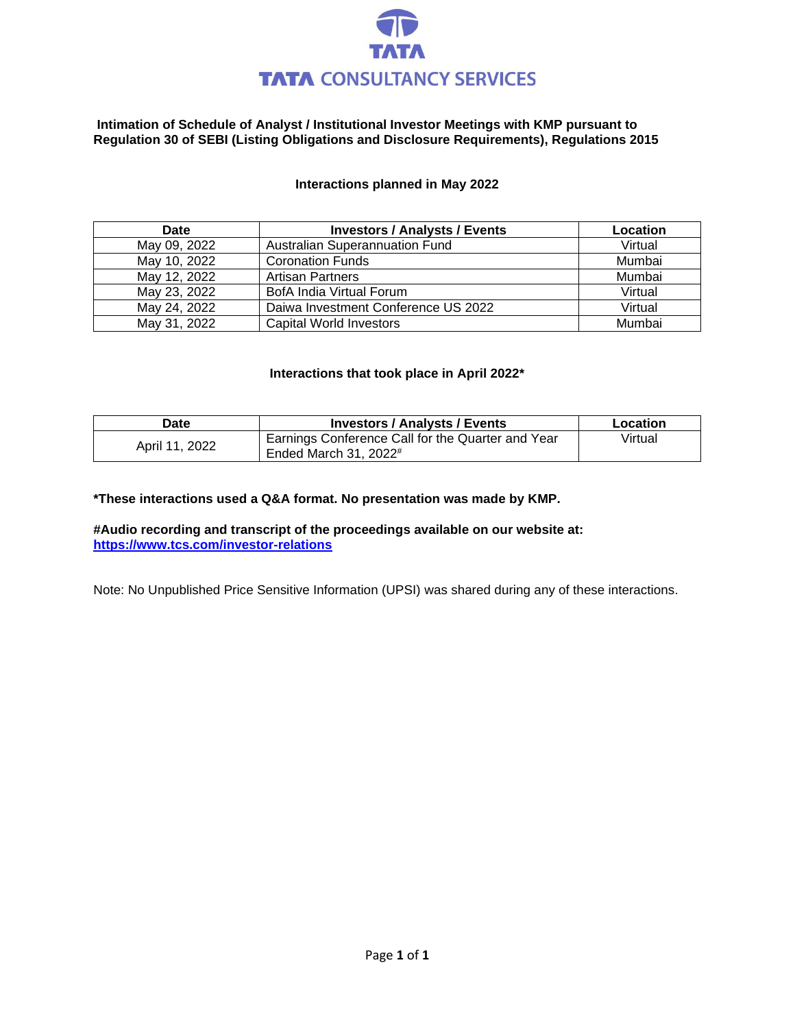TATA

TATA CONSULTANCY SERVICES

**Intimation of Schedule of Analyst / Institutional Investor Meetings with KMP pursuant to Regulation 30 of SEBI (Listing Obligations and Disclosure Requirements), Regulations 2015**

**Interactions planned in May 2022**

| Date | Investors / Analysts / Events | Location |
|---|---|---|
| May 09, 2022 | Australian Superannuation Fund | Virtual |
| May 10, 2022 | Coronation Funds | Mumbai |
| May 12, 2022 | Artisan Partners | Mumbai |
| May 23, 2022 | BofA India Virtual Forum | Virtual |
| May 24, 2022 | Daiwa Investment Conference US 2022 | Virtual |
| May 31, 2022 | Capital World Investors | Mumbai |

**Interactions that took place in April 2022***

| Date | Investors / Analysts / Events | Location |
|---|---|---|
| April 11, 2022 | Earnings Conference Call for the Quarter and Year Ended March 31, 2022# | Virtual |

***These interactions used a Q&A format. No presentation was made by KMP.**

**#Audio recording and transcript of the proceedings available on our website at: https://www.tcs.com/investor-relations**

Note: No Unpublished Price Sensitive Information (UPSI) was shared during any of these interactions.